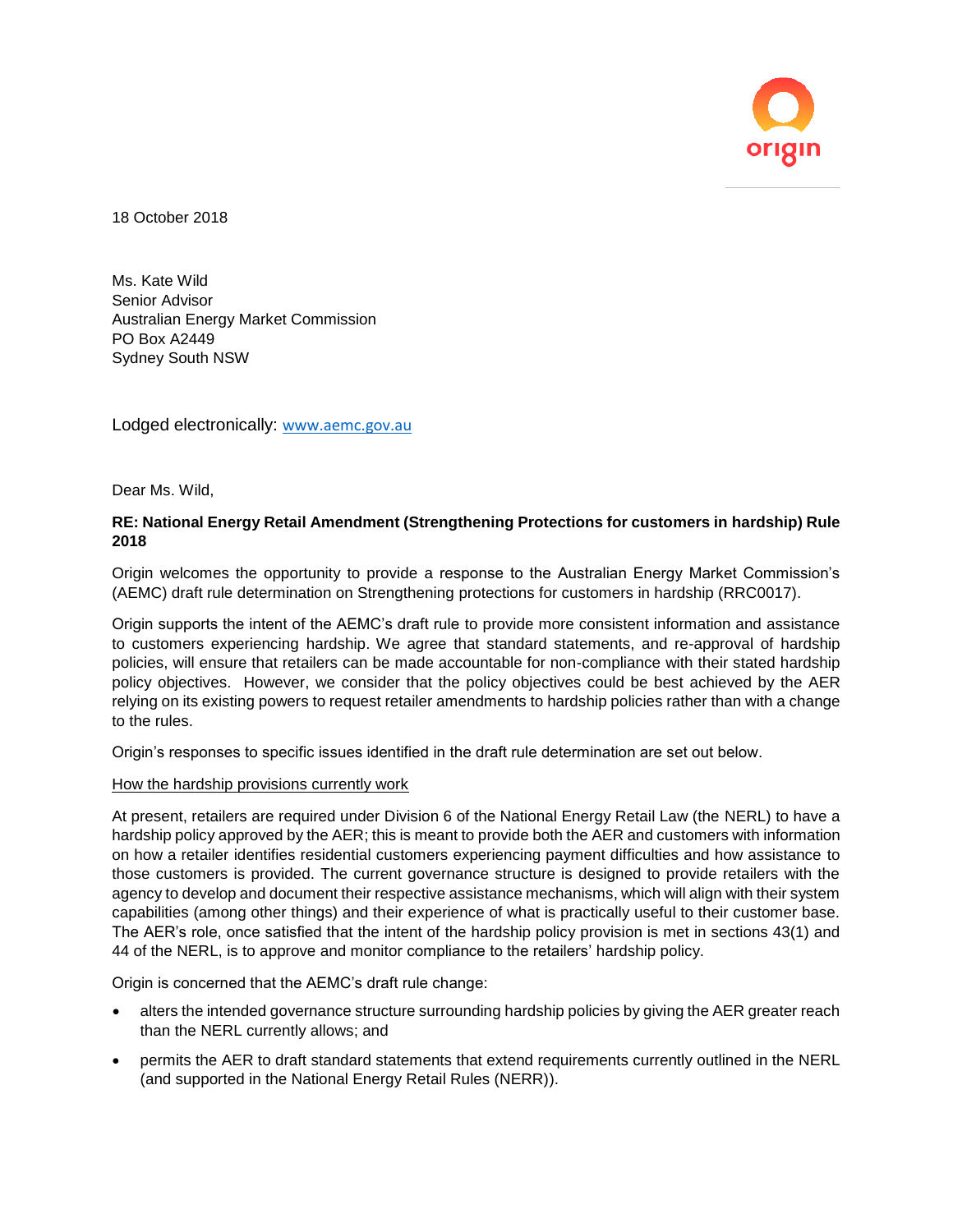18 October 2018

Ms. Kate Wild
Senior Advisor
Australian Energy Market Commission
PO Box A2449
Sydney South NSW

Lodged electronically: [www.aemc.gov.au](http://www.aemc.gov.au)

Dear Ms. Wild,

**RE: National Energy Retail Amendment (Strengthening Protections for customers in hardship) Rule 2018**

Origin welcomes the opportunity to provide a response to the Australian Energy Market Commission's (AEMC) draft rule determination on Strengthening protections for customers in hardship (RRC0017).

Origin supports the intent of the AEMC's draft rule to provide more consistent information and assistance to customers experiencing hardship. We agree that standard statements, and re-approval of hardship policies, will ensure that retailers can be made accountable for non-compliance with their stated hardship policy objectives. However, we consider that the policy objectives could be best achieved by the AER relying on its existing powers to request retailer amendments to hardship policies rather than with a change to the rules.

Origin's responses to specific issues identified in the draft rule determination are set out below.

<u>How the hardship provisions currently work</u>

At present, retailers are required under Division 6 of the National Energy Retail Law (the NERL) to have a hardship policy approved by the AER; this is meant to provide both the AER and customers with information on how a retailer identifies residential customers experiencing payment difficulties and how assistance to those customers is provided. The current governance structure is designed to provide retailers with the agency to develop and document their respective assistance mechanisms, which will align with their system capabilities (among other things) and their experience of what is practically useful to their customer base. The AER's role, once satisfied that the intent of the hardship policy provision is met in sections 43(1) and 44 of the NERL, is to approve and monitor compliance to the retailers' hardship policy.

Origin is concerned that the AEMC's draft rule change:

- alters the intended governance structure surrounding hardship policies by giving the AER greater reach than the NERL currently allows; and
- permits the AER to draft standard statements that extend requirements currently outlined in the NERL (and supported in the National Energy Retail Rules (NERR)).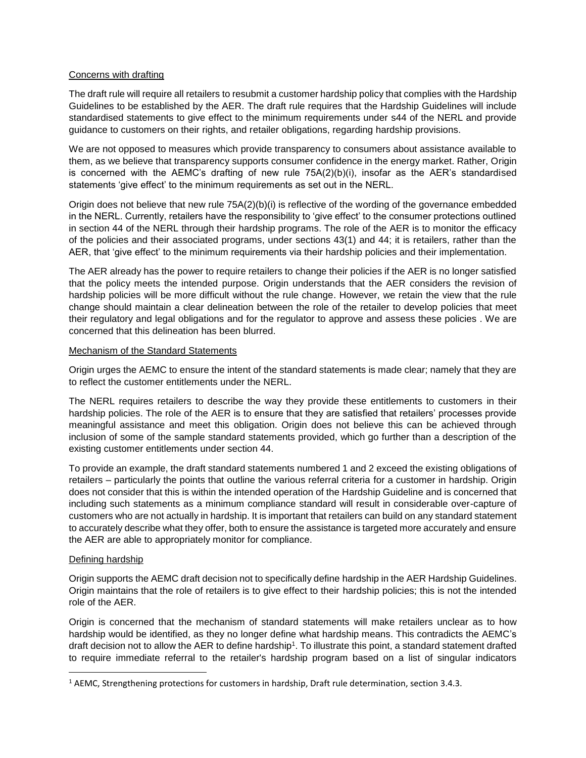Concerns with drafting

The draft rule will require all retailers to resubmit a customer hardship policy that complies with the Hardship Guidelines to be established by the AER. The draft rule requires that the Hardship Guidelines will include standardised statements to give effect to the minimum requirements under s44 of the NERL and provide guidance to customers on their rights, and retailer obligations, regarding hardship provisions.

We are not opposed to measures which provide transparency to consumers about assistance available to them, as we believe that transparency supports consumer confidence in the energy market. Rather, Origin is concerned with the AEMC's drafting of new rule 75A(2)(b)(i), insofar as the AER's standardised statements 'give effect' to the minimum requirements as set out in the NERL.

Origin does not believe that new rule 75A(2)(b)(i) is reflective of the wording of the governance embedded in the NERL. Currently, retailers have the responsibility to 'give effect' to the consumer protections outlined in section 44 of the NERL through their hardship programs. The role of the AER is to monitor the efficacy of the policies and their associated programs, under sections 43(1) and 44; it is retailers, rather than the AER, that 'give effect' to the minimum requirements via their hardship policies and their implementation.

The AER already has the power to require retailers to change their policies if the AER is no longer satisfied that the policy meets the intended purpose. Origin understands that the AER considers the revision of hardship policies will be more difficult without the rule change. However, we retain the view that the rule change should maintain a clear delineation between the role of the retailer to develop policies that meet their regulatory and legal obligations and for the regulator to approve and assess these policies . We are concerned that this delineation has been blurred.

Mechanism of the Standard Statements

Origin urges the AEMC to ensure the intent of the standard statements is made clear; namely that they are to reflect the customer entitlements under the NERL.

The NERL requires retailers to describe the way they provide these entitlements to customers in their hardship policies. The role of the AER is to ensure that they are satisfied that retailers' processes provide meaningful assistance and meet this obligation. Origin does not believe this can be achieved through inclusion of some of the sample standard statements provided, which go further than a description of the existing customer entitlements under section 44.

To provide an example, the draft standard statements numbered 1 and 2 exceed the existing obligations of retailers – particularly the points that outline the various referral criteria for a customer in hardship. Origin does not consider that this is within the intended operation of the Hardship Guideline and is concerned that including such statements as a minimum compliance standard will result in considerable over-capture of customers who are not actually in hardship. It is important that retailers can build on any standard statement to accurately describe what they offer, both to ensure the assistance is targeted more accurately and ensure the AER are able to appropriately monitor for compliance.

Defining hardship

Origin supports the AEMC draft decision not to specifically define hardship in the AER Hardship Guidelines. Origin maintains that the role of retailers is to give effect to their hardship policies; this is not the intended role of the AER.

Origin is concerned that the mechanism of standard statements will make retailers unclear as to how hardship would be identified, as they no longer define what hardship means. This contradicts the AEMC's draft decision not to allow the AER to define hardship[1]. To illustrate this point, a standard statement drafted to require immediate referral to the retailer's hardship program based on a list of singular indicators

[1] AEMC, Strengthening protections for customers in hardship, Draft rule determination, section 3.4.3.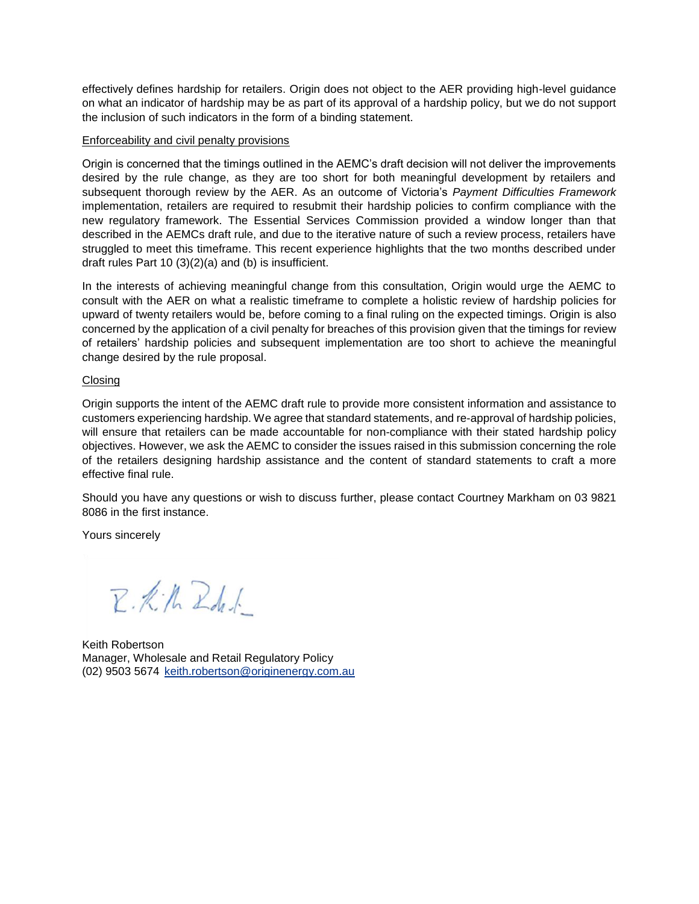effectively defines hardship for retailers. Origin does not object to the AER providing high-level guidance on what an indicator of hardship may be as part of its approval of a hardship policy, but we do not support the inclusion of such indicators in the form of a binding statement.

Enforceability and civil penalty provisions

Origin is concerned that the timings outlined in the AEMC's draft decision will not deliver the improvements desired by the rule change, as they are too short for both meaningful development by retailers and subsequent thorough review by the AER. As an outcome of Victoria's *Payment Difficulties Framework* implementation, retailers are required to resubmit their hardship policies to confirm compliance with the new regulatory framework. The Essential Services Commission provided a window longer than that described in the AEMCs draft rule, and due to the iterative nature of such a review process, retailers have struggled to meet this timeframe. This recent experience highlights that the two months described under draft rules Part 10 (3)(2)(a) and (b) is insufficient.

In the interests of achieving meaningful change from this consultation, Origin would urge the AEMC to consult with the AER on what a realistic timeframe to complete a holistic review of hardship policies for upward of twenty retailers would be, before coming to a final ruling on the expected timings. Origin is also concerned by the application of a civil penalty for breaches of this provision given that the timings for review of retailers' hardship policies and subsequent implementation are too short to achieve the meaningful change desired by the rule proposal.

Closing

Origin supports the intent of the AEMC draft rule to provide more consistent information and assistance to customers experiencing hardship. We agree that standard statements, and re-approval of hardship policies, will ensure that retailers can be made accountable for non-compliance with their stated hardship policy objectives. However, we ask the AEMC to consider the issues raised in this submission concerning the role of the retailers designing hardship assistance and the content of standard statements to craft a more effective final rule.

Should you have any questions or wish to discuss further, please contact Courtney Markham on 03 9821 8086 in the first instance.

Yours sincerely

Keith Robertson
Manager, Wholesale and Retail Regulatory Policy
(02) 9503 5674 keith.robertson@originenergy.com.au